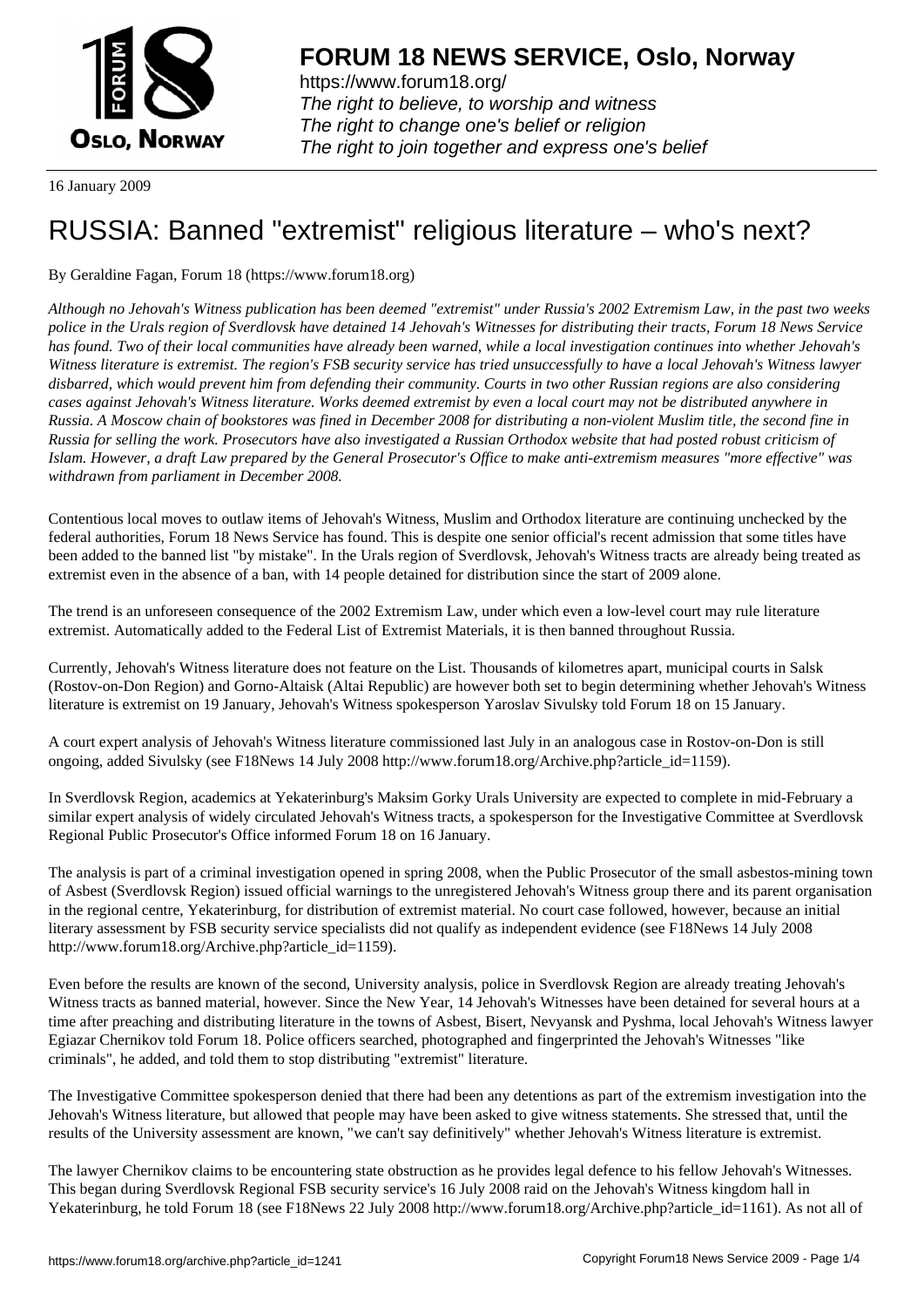# FORUM 18 NEWS SERVICE, Oslo, Norway

https://www.forum18.org/
*The right to believe, to worship and witness*
*The right to change one's belief or religion*
*The right to join together and express one's belief*

16 January 2009

# RUSSIA: Banned "extremist" religious literature – who's next?

By Geraldine Fagan, Forum 18 (https://www.forum18.org)

*Although no Jehovah's Witness publication has been deemed "extremist" under Russia's 2002 Extremism Law, in the past two weeks police in the Urals region of Sverdlovsk have detained 14 Jehovah's Witnesses for distributing their tracts, Forum 18 News Service has found. Two of their local communities have already been warned, while a local investigation continues into whether Jehovah's Witness literature is extremist. The region's FSB security service has tried unsuccessfully to have a local Jehovah's Witness lawyer disbarred, which would prevent him from defending their community. Courts in two other Russian regions are also considering cases against Jehovah's Witness literature. Works deemed extremist by even a local court may not be distributed anywhere in Russia. A Moscow chain of bookstores was fined in December 2008 for distributing a non-violent Muslim title, the second fine in Russia for selling the work. Prosecutors have also investigated a Russian Orthodox website that had posted robust criticism of Islam. However, a draft Law prepared by the General Prosecutor's Office to make anti-extremism measures "more effective" was withdrawn from parliament in December 2008.*

Contentious local moves to outlaw items of Jehovah's Witness, Muslim and Orthodox literature are continuing unchecked by the federal authorities, Forum 18 News Service has found. This is despite one senior official's recent admission that some titles have been added to the banned list "by mistake". In the Urals region of Sverdlovsk, Jehovah's Witness tracts are already being treated as extremist even in the absence of a ban, with 14 people detained for distribution since the start of 2009 alone.

The trend is an unforeseen consequence of the 2002 Extremism Law, under which even a low-level court may rule literature extremist. Automatically added to the Federal List of Extremist Materials, it is then banned throughout Russia.

Currently, Jehovah's Witness literature does not feature on the List. Thousands of kilometres apart, municipal courts in Salsk (Rostov-on-Don Region) and Gorno-Altaisk (Altai Republic) are however both set to begin determining whether Jehovah's Witness literature is extremist on 19 January, Jehovah's Witness spokesperson Yaroslav Sivulsky told Forum 18 on 15 January.

A court expert analysis of Jehovah's Witness literature commissioned last July in an analogous case in Rostov-on-Don is still ongoing, added Sivulsky (see F18News 14 July 2008 http://www.forum18.org/Archive.php?article_id=1159).

In Sverdlovsk Region, academics at Yekaterinburg's Maksim Gorky Urals University are expected to complete in mid-February a similar expert analysis of widely circulated Jehovah's Witness tracts, a spokesperson for the Investigative Committee at Sverdlovsk Regional Public Prosecutor's Office informed Forum 18 on 16 January.

The analysis is part of a criminal investigation opened in spring 2008, when the Public Prosecutor of the small asbestos-mining town of Asbest (Sverdlovsk Region) issued official warnings to the unregistered Jehovah's Witness group there and its parent organisation in the regional centre, Yekaterinburg, for distribution of extremist material. No court case followed, however, because an initial literary assessment by FSB security service specialists did not qualify as independent evidence (see F18News 14 July 2008 http://www.forum18.org/Archive.php?article_id=1159).

Even before the results are known of the second, University analysis, police in Sverdlovsk Region are already treating Jehovah's Witness tracts as banned material, however. Since the New Year, 14 Jehovah's Witnesses have been detained for several hours at a time after preaching and distributing literature in the towns of Asbest, Bisert, Nevyansk and Pyshma, local Jehovah's Witness lawyer Egiazar Chernikov told Forum 18. Police officers searched, photographed and fingerprinted the Jehovah's Witnesses "like criminals", he added, and told them to stop distributing "extremist" literature.

The Investigative Committee spokesperson denied that there had been any detentions as part of the extremism investigation into the Jehovah's Witness literature, but allowed that people may have been asked to give witness statements. She stressed that, until the results of the University assessment are known, "we can't say definitively" whether Jehovah's Witness literature is extremist.

The lawyer Chernikov claims to be encountering state obstruction as he provides legal defence to his fellow Jehovah's Witnesses. This began during Sverdlovsk Regional FSB security service's 16 July 2008 raid on the Jehovah's Witness kingdom hall in Yekaterinburg, he told Forum 18 (see F18News 22 July 2008 http://www.forum18.org/Archive.php?article_id=1161). As not all of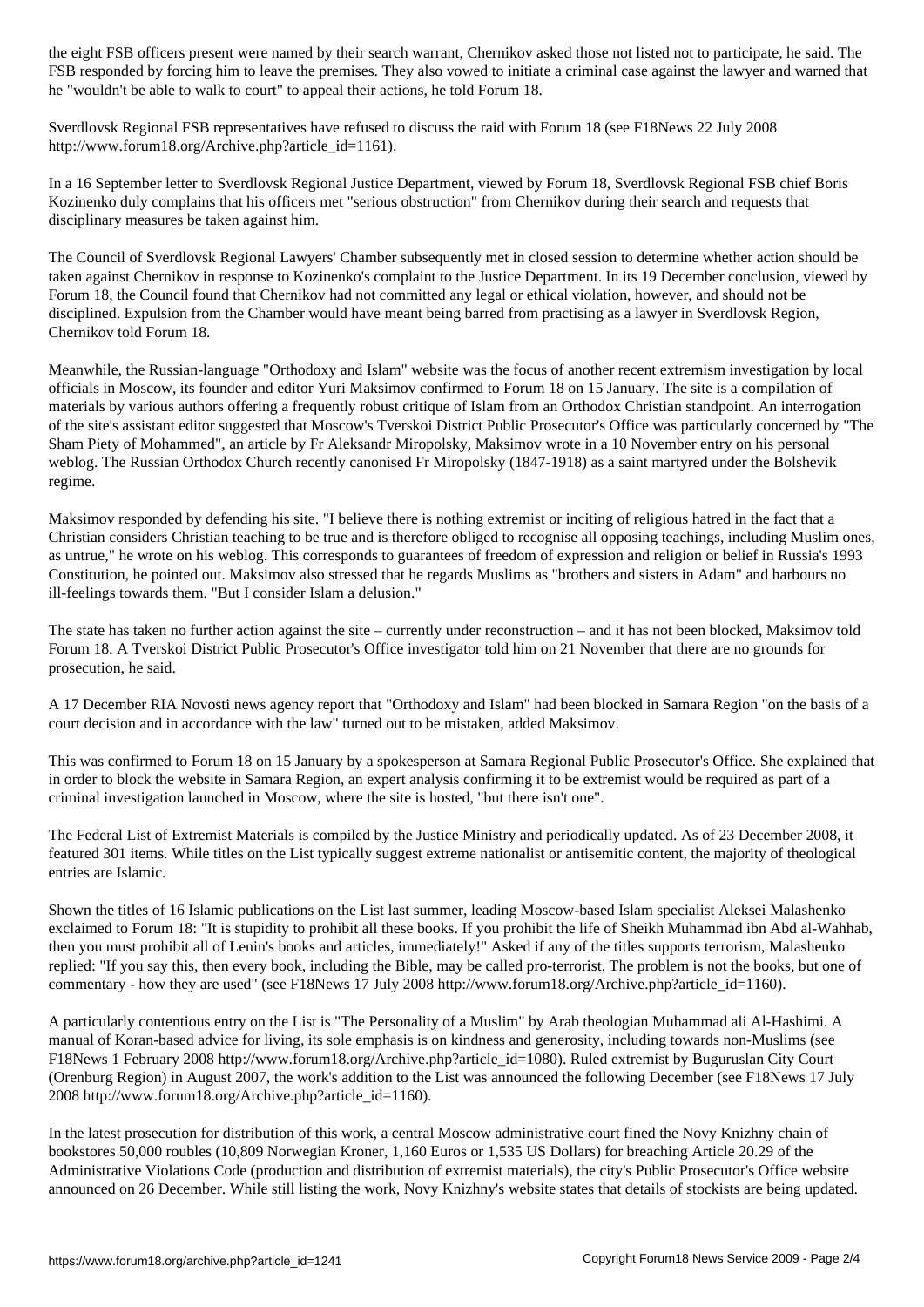the eight FSB officers present were named by their search warrant, Chernikov asked those not listed not to participate, he said. The FSB responded by forcing him to leave the premises. They also vowed to initiate a criminal case against the lawyer and warned that he "wouldn't be able to walk to court" to appeal their actions, he told Forum 18.

Sverdlovsk Regional FSB representatives have refused to discuss the raid with Forum 18 (see F18News 22 July 2008 http://www.forum18.org/Archive.php?article_id=1161).

In a 16 September letter to Sverdlovsk Regional Justice Department, viewed by Forum 18, Sverdlovsk Regional FSB chief Boris Kozinenko duly complains that his officers met "serious obstruction" from Chernikov during their search and requests that disciplinary measures be taken against him.

The Council of Sverdlovsk Regional Lawyers' Chamber subsequently met in closed session to determine whether action should be taken against Chernikov in response to Kozinenko's complaint to the Justice Department. In its 19 December conclusion, viewed by Forum 18, the Council found that Chernikov had not committed any legal or ethical violation, however, and should not be disciplined. Expulsion from the Chamber would have meant being barred from practising as a lawyer in Sverdlovsk Region, Chernikov told Forum 18.

Meanwhile, the Russian-language "Orthodoxy and Islam" website was the focus of another recent extremism investigation by local officials in Moscow, its founder and editor Yuri Maksimov confirmed to Forum 18 on 15 January. The site is a compilation of materials by various authors offering a frequently robust critique of Islam from an Orthodox Christian standpoint. An interrogation of the site's assistant editor suggested that Moscow's Tverskoi District Public Prosecutor's Office was particularly concerned by "The Sham Piety of Mohammed", an article by Fr Aleksandr Miropolsky, Maksimov wrote in a 10 November entry on his personal weblog. The Russian Orthodox Church recently canonised Fr Miropolsky (1847-1918) as a saint martyred under the Bolshevik regime.

Maksimov responded by defending his site. "I believe there is nothing extremist or inciting of religious hatred in the fact that a Christian considers Christian teaching to be true and is therefore obliged to recognise all opposing teachings, including Muslim ones, as untrue," he wrote on his weblog. This corresponds to guarantees of freedom of expression and religion or belief in Russia's 1993 Constitution, he pointed out. Maksimov also stressed that he regards Muslims as "brothers and sisters in Adam" and harbours no ill-feelings towards them. "But I consider Islam a delusion."

The state has taken no further action against the site – currently under reconstruction – and it has not been blocked, Maksimov told Forum 18. A Tverskoi District Public Prosecutor's Office investigator told him on 21 November that there are no grounds for prosecution, he said.

A 17 December RIA Novosti news agency report that "Orthodoxy and Islam" had been blocked in Samara Region "on the basis of a court decision and in accordance with the law" turned out to be mistaken, added Maksimov.

This was confirmed to Forum 18 on 15 January by a spokesperson at Samara Regional Public Prosecutor's Office. She explained that in order to block the website in Samara Region, an expert analysis confirming it to be extremist would be required as part of a criminal investigation launched in Moscow, where the site is hosted, "but there isn't one".

The Federal List of Extremist Materials is compiled by the Justice Ministry and periodically updated. As of 23 December 2008, it featured 301 items. While titles on the List typically suggest extreme nationalist or antisemitic content, the majority of theological entries are Islamic.

Shown the titles of 16 Islamic publications on the List last summer, leading Moscow-based Islam specialist Aleksei Malashenko exclaimed to Forum 18: "It is stupidity to prohibit all these books. If you prohibit the life of Sheikh Muhammad ibn Abd al-Wahhab, then you must prohibit all of Lenin's books and articles, immediately!" Asked if any of the titles supports terrorism, Malashenko replied: "If you say this, then every book, including the Bible, may be called pro-terrorist. The problem is not the books, but one of commentary - how they are used" (see F18News 17 July 2008 http://www.forum18.org/Archive.php?article_id=1160).

A particularly contentious entry on the List is "The Personality of a Muslim" by Arab theologian Muhammad ali Al-Hashimi. A manual of Koran-based advice for living, its sole emphasis is on kindness and generosity, including towards non-Muslims (see F18News 1 February 2008 http://www.forum18.org/Archive.php?article_id=1080). Ruled extremist by Buguruslan City Court (Orenburg Region) in August 2007, the work's addition to the List was announced the following December (see F18News 17 July 2008 http://www.forum18.org/Archive.php?article_id=1160).

In the latest prosecution for distribution of this work, a central Moscow administrative court fined the Novy Knizhny chain of bookstores 50,000 roubles (10,809 Norwegian Kroner, 1,160 Euros or 1,535 US Dollars) for breaching Article 20.29 of the Administrative Violations Code (production and distribution of extremist materials), the city's Public Prosecutor's Office website announced on 26 December. While still listing the work, Novy Knizhny's website states that details of stockists are being updated.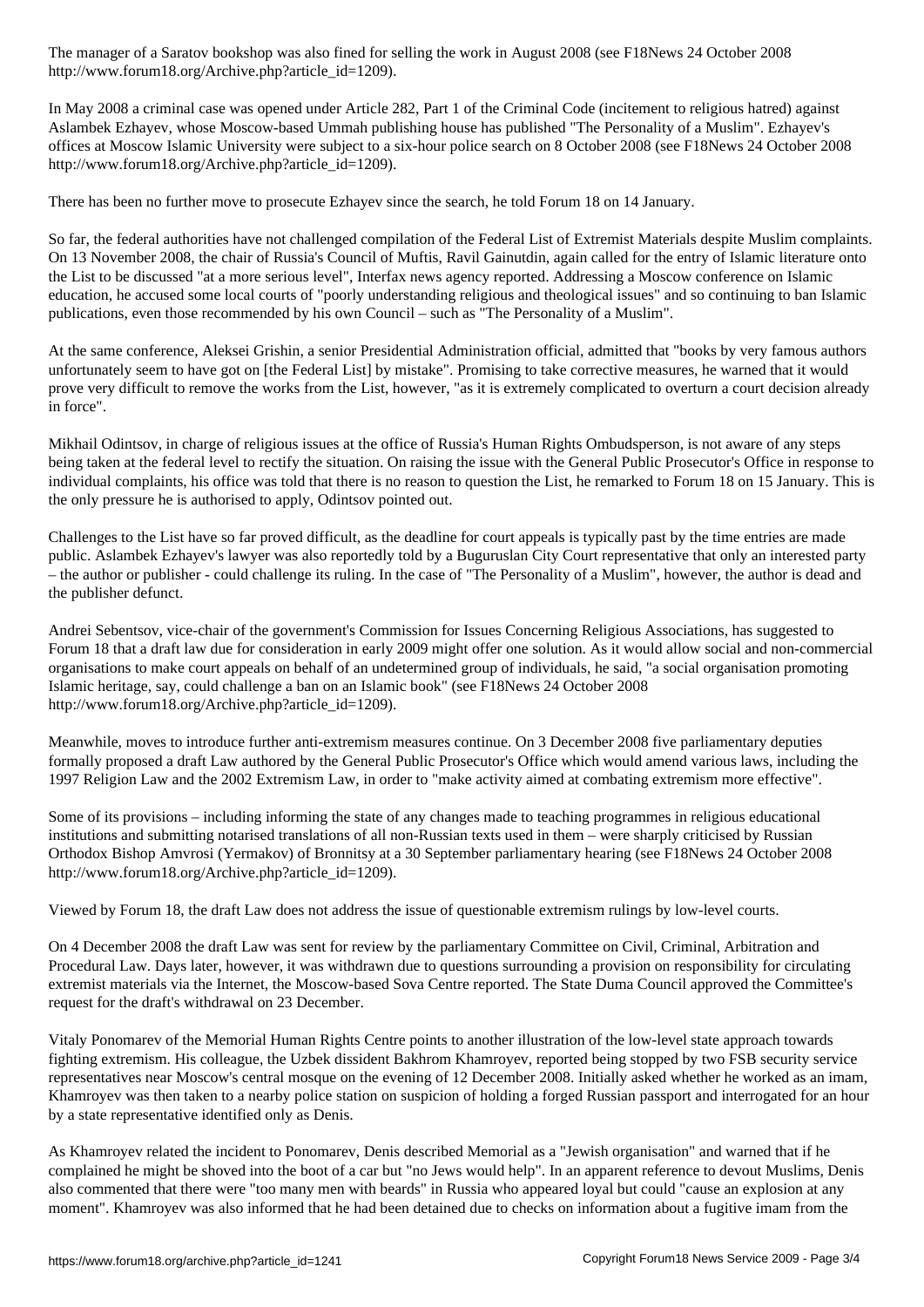The manager of a Saratov bookshop was also fined for selling the work in August 2008 (see F18News 24 October 2008 http://www.forum18.org/Archive.php?article_id=1209).

In May 2008 a criminal case was opened under Article 282, Part 1 of the Criminal Code (incitement to religious hatred) against Aslambek Ezhayev, whose Moscow-based Ummah publishing house has published "The Personality of a Muslim". Ezhayev's offices at Moscow Islamic University were subject to a six-hour police search on 8 October 2008 (see F18News 24 October 2008 http://www.forum18.org/Archive.php?article_id=1209).

There has been no further move to prosecute Ezhayev since the search, he told Forum 18 on 14 January.

So far, the federal authorities have not challenged compilation of the Federal List of Extremist Materials despite Muslim complaints. On 13 November 2008, the chair of Russia's Council of Muftis, Ravil Gainutdin, again called for the entry of Islamic literature onto the List to be discussed "at a more serious level", Interfax news agency reported. Addressing a Moscow conference on Islamic education, he accused some local courts of "poorly understanding religious and theological issues" and so continuing to ban Islamic publications, even those recommended by his own Council – such as "The Personality of a Muslim".

At the same conference, Aleksei Grishin, a senior Presidential Administration official, admitted that "books by very famous authors unfortunately seem to have got on [the Federal List] by mistake". Promising to take corrective measures, he warned that it would prove very difficult to remove the works from the List, however, "as it is extremely complicated to overturn a court decision already in force".

Mikhail Odintsov, in charge of religious issues at the office of Russia's Human Rights Ombudsperson, is not aware of any steps being taken at the federal level to rectify the situation. On raising the issue with the General Public Prosecutor's Office in response to individual complaints, his office was told that there is no reason to question the List, he remarked to Forum 18 on 15 January. This is the only pressure he is authorised to apply, Odintsov pointed out.

Challenges to the List have so far proved difficult, as the deadline for court appeals is typically past by the time entries are made public. Aslambek Ezhayev's lawyer was also reportedly told by a Buguruslan City Court representative that only an interested party – the author or publisher - could challenge its ruling. In the case of "The Personality of a Muslim", however, the author is dead and the publisher defunct.

Andrei Sebentsov, vice-chair of the government's Commission for Issues Concerning Religious Associations, has suggested to Forum 18 that a draft law due for consideration in early 2009 might offer one solution. As it would allow social and non-commercial organisations to make court appeals on behalf of an undetermined group of individuals, he said, "a social organisation promoting Islamic heritage, say, could challenge a ban on an Islamic book" (see F18News 24 October 2008 http://www.forum18.org/Archive.php?article_id=1209).

Meanwhile, moves to introduce further anti-extremism measures continue. On 3 December 2008 five parliamentary deputies formally proposed a draft Law authored by the General Public Prosecutor's Office which would amend various laws, including the 1997 Religion Law and the 2002 Extremism Law, in order to "make activity aimed at combating extremism more effective".

Some of its provisions – including informing the state of any changes made to teaching programmes in religious educational institutions and submitting notarised translations of all non-Russian texts used in them – were sharply criticised by Russian Orthodox Bishop Amvrosi (Yermakov) of Bronnitsy at a 30 September parliamentary hearing (see F18News 24 October 2008 http://www.forum18.org/Archive.php?article_id=1209).

Viewed by Forum 18, the draft Law does not address the issue of questionable extremism rulings by low-level courts.

On 4 December 2008 the draft Law was sent for review by the parliamentary Committee on Civil, Criminal, Arbitration and Procedural Law. Days later, however, it was withdrawn due to questions surrounding a provision on responsibility for circulating extremist materials via the Internet, the Moscow-based Sova Centre reported. The State Duma Council approved the Committee's request for the draft's withdrawal on 23 December.

Vitaly Ponomarev of the Memorial Human Rights Centre points to another illustration of the low-level state approach towards fighting extremism. His colleague, the Uzbek dissident Bakhrom Khamroyev, reported being stopped by two FSB security service representatives near Moscow's central mosque on the evening of 12 December 2008. Initially asked whether he worked as an imam, Khamroyev was then taken to a nearby police station on suspicion of holding a forged Russian passport and interrogated for an hour by a state representative identified only as Denis.

As Khamroyev related the incident to Ponomarev, Denis described Memorial as a "Jewish organisation" and warned that if he complained he might be shoved into the boot of a car but "no Jews would help". In an apparent reference to devout Muslims, Denis also commented that there were "too many men with beards" in Russia who appeared loyal but could "cause an explosion at any moment". Khamroyev was also informed that he had been detained due to checks on information about a fugitive imam from the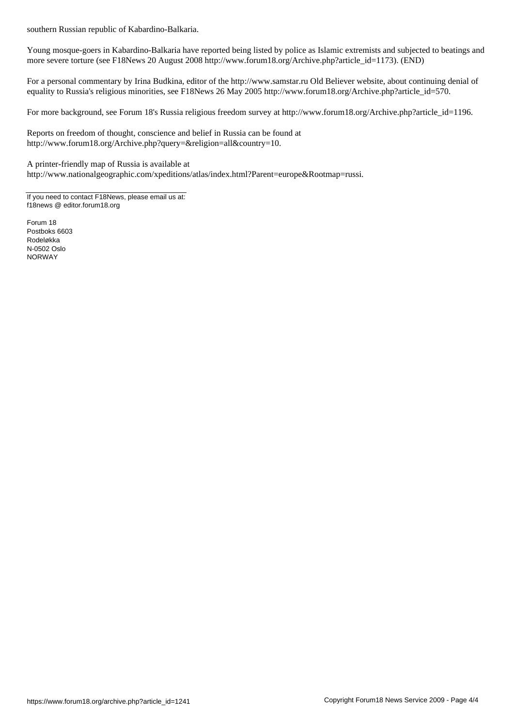southern Russian republic of Kabardino-Balkaria.

Young mosque-goers in Kabardino-Balkaria have reported being listed by police as Islamic extremists and subjected to beatings and more severe torture (see F18News 20 August 2008 http://www.forum18.org/Archive.php?article_id=1173). (END)

For a personal commentary by Irina Budkina, editor of the http://www.samstar.ru Old Believer website, about continuing denial of equality to Russia's religious minorities, see F18News 26 May 2005 http://www.forum18.org/Archive.php?article_id=570.

For more background, see Forum 18's Russia religious freedom survey at http://www.forum18.org/Archive.php?article_id=1196.

Reports on freedom of thought, conscience and belief in Russia can be found at http://www.forum18.org/Archive.php?query=&religion=all&country=10.

A printer-friendly map of Russia is available at http://www.nationalgeographic.com/xpeditions/atlas/index.html?Parent=europe&Rootmap=russi.

---

If you need to contact F18News, please email us at:
f18news @ editor.forum18.org

Forum 18
Postboks 6603
Rodeløkka
N-0502 Oslo
NORWAY